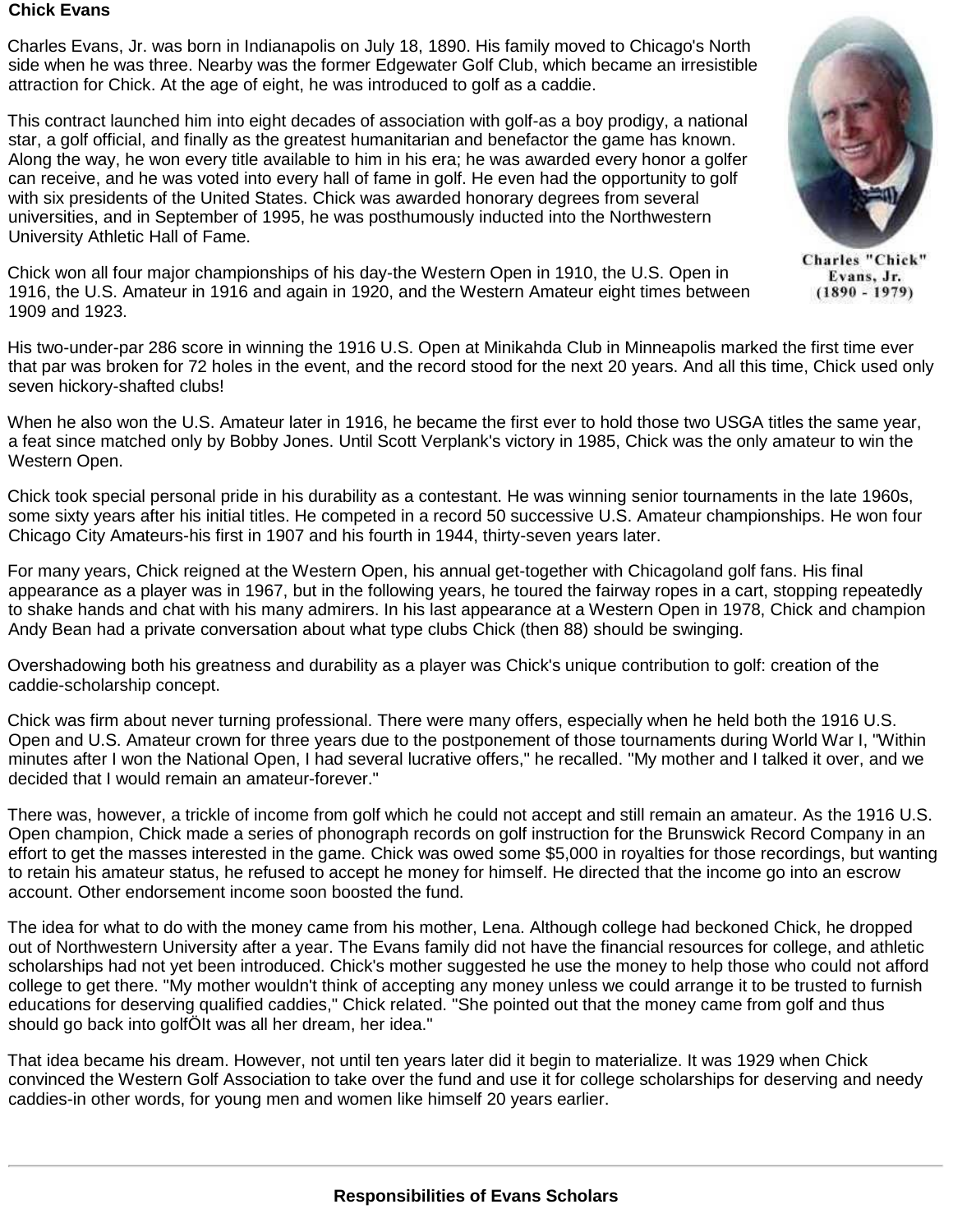**Chick Evans**

Charles Evans, Jr. was born in Indianapolis on July 18, 1890. His family moved to Chicago's North side when he was three. Nearby was the former Edgewater Golf Club, which became an irresistible attraction for Chick. At the age of eight, he was introduced to golf as a caddie.

This contract launched him into eight decades of association with golf-as a boy prodigy, a national star, a golf official, and finally as the greatest humanitarian and benefactor the game has known. Along the way, he won every title available to him in his era; he was awarded every honor a golfer can receive, and he was voted into every hall of fame in golf. He even had the opportunity to golf with six presidents of the United States. Chick was awarded honorary degrees from several universities, and in September of 1995, he was posthumously inducted into the Northwestern University Athletic Hall of Fame.

Charles "Chick" Evans, Jr. (1890 - 1979)

Chick won all four major championships of his day-the Western Open in 1910, the U.S. Open in 1916, the U.S. Amateur in 1916 and again in 1920, and the Western Amateur eight times between 1909 and 1923.

His two-under-par 286 score in winning the 1916 U.S. Open at Minikahda Club in Minneapolis marked the first time ever that par was broken for 72 holes in the event, and the record stood for the next 20 years. And all this time, Chick used only seven hickory-shafted clubs!

When he also won the U.S. Amateur later in 1916, he became the first ever to hold those two USGA titles the same year, a feat since matched only by Bobby Jones. Until Scott Verplank's victory in 1985, Chick was the only amateur to win the Western Open.

Chick took special personal pride in his durability as a contestant. He was winning senior tournaments in the late 1960s, some sixty years after his initial titles. He competed in a record 50 successive U.S. Amateur championships. He won four Chicago City Amateurs-his first in 1907 and his fourth in 1944, thirty-seven years later.

For many years, Chick reigned at the Western Open, his annual get-together with Chicagoland golf fans. His final appearance as a player was in 1967, but in the following years, he toured the fairway ropes in a cart, stopping repeatedly to shake hands and chat with his many admirers. In his last appearance at a Western Open in 1978, Chick and champion Andy Bean had a private conversation about what type clubs Chick (then 88) should be swinging.

Overshadowing both his greatness and durability as a player was Chick's unique contribution to golf: creation of the caddie-scholarship concept.

Chick was firm about never turning professional. There were many offers, especially when he held both the 1916 U.S. Open and U.S. Amateur crown for three years due to the postponement of those tournaments during World War I, "Within minutes after I won the National Open, I had several lucrative offers," he recalled. "My mother and I talked it over, and we decided that I would remain an amateur-forever."

There was, however, a trickle of income from golf which he could not accept and still remain an amateur. As the 1916 U.S. Open champion, Chick made a series of phonograph records on golf instruction for the Brunswick Record Company in an effort to get the masses interested in the game. Chick was owed some $5,000 in royalties for those recordings, but wanting to retain his amateur status, he refused to accept he money for himself. He directed that the income go into an escrow account. Other endorsement income soon boosted the fund.

The idea for what to do with the money came from his mother, Lena. Although college had beckoned Chick, he dropped out of Northwestern University after a year. The Evans family did not have the financial resources for college, and athletic scholarships had not yet been introduced. Chick's mother suggested he use the money to help those who could not afford college to get there. "My mother wouldn't think of accepting any money unless we could arrange it to be trusted to furnish educations for deserving qualified caddies," Chick related. "She pointed out that the money came from golf and thus should go back into golfÖIt was all her dream, her idea."

That idea became his dream. However, not until ten years later did it begin to materialize. It was 1929 when Chick convinced the Western Golf Association to take over the fund and use it for college scholarships for deserving and needy caddies-in other words, for young men and women like himself 20 years earlier.

---

**Responsibilities of Evans Scholars**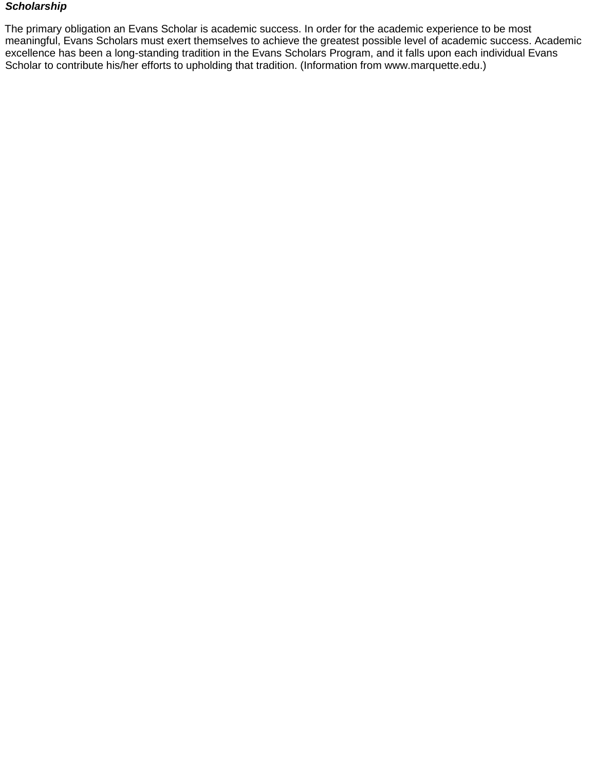***Scholarship***

The primary obligation an Evans Scholar is academic success. In order for the academic experience to be most meaningful, Evans Scholars must exert themselves to achieve the greatest possible level of academic success. Academic excellence has been a long-standing tradition in the Evans Scholars Program, and it falls upon each individual Evans Scholar to contribute his/her efforts to upholding that tradition. (Information from www.marquette.edu.)